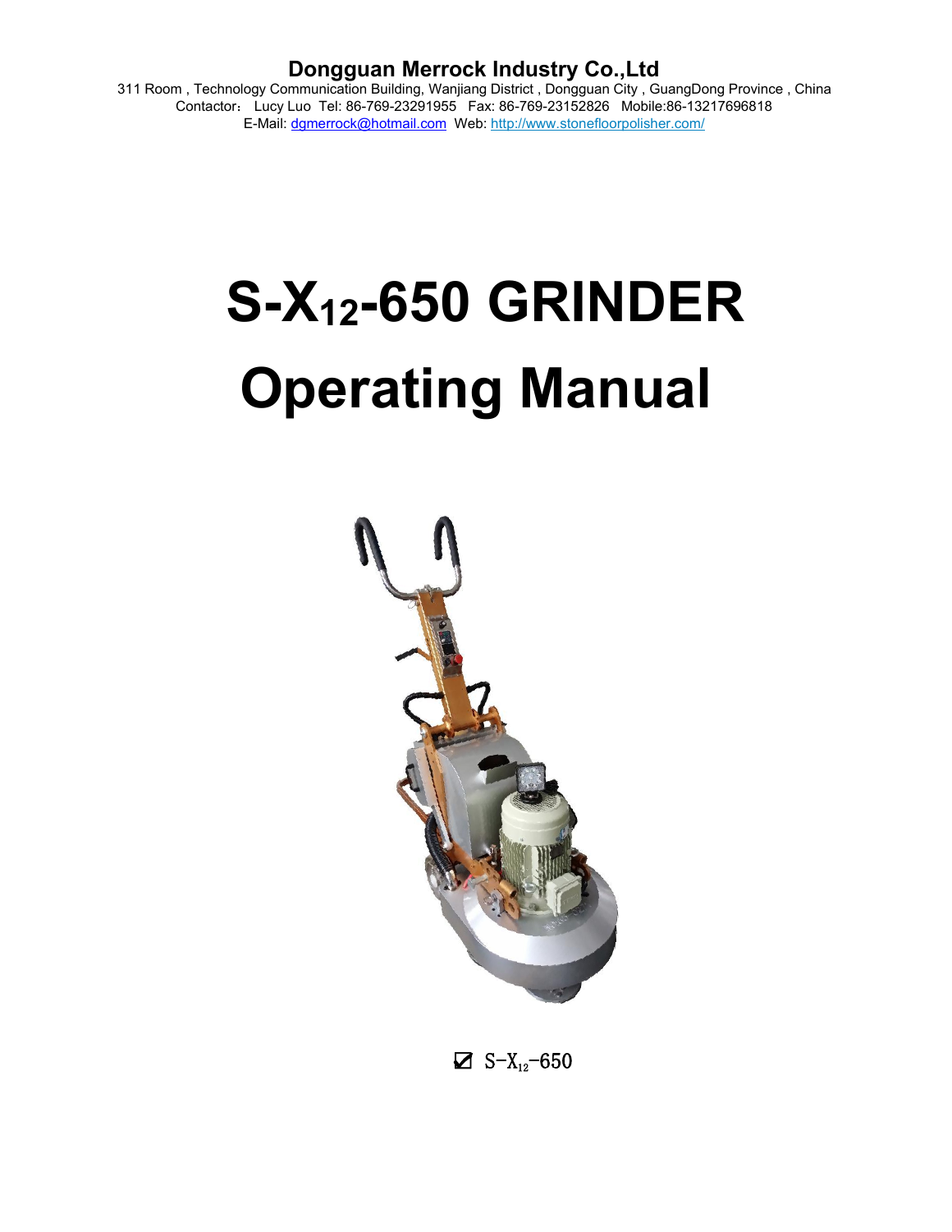**Dongguan Merrock Industry Co.,Ltd**

311 Room , Technology Communication Building, Wanjiang District , Dongguan City , GuangDong Province , China

Contactor： Lucy Luo Tel: 86-769-23291955 Fax: 86-769-23152826 Mobile:86-13217696818

E-Mail: dgmerrock@hotmail.com Web: http://www.stonefloorpolisher.com/

# S-X$_{12}$-650 GRINDER

# Operating Manual

☑ S-X$_{12}$-650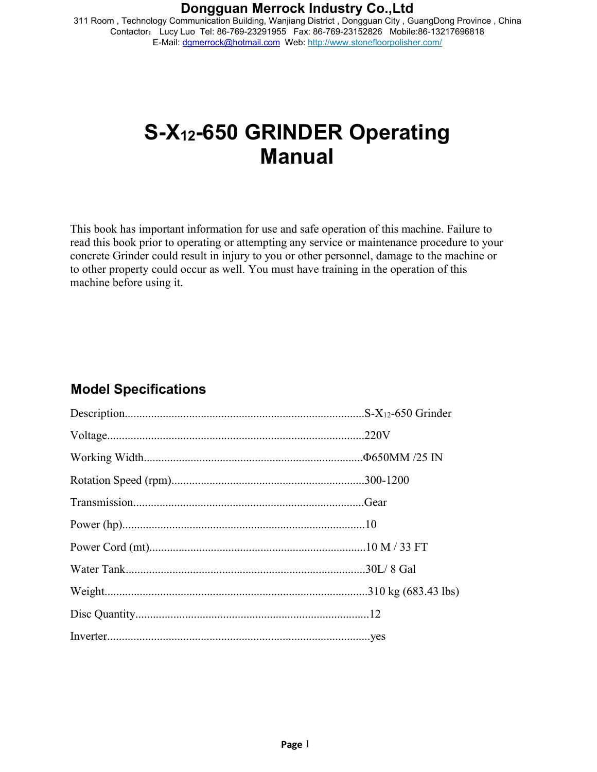**Dongguan Merrock Industry Co.,Ltd**
311 Room , Technology Communication Building, Wanjiang District , Dongguan City , GuangDong Province , China
Contactor： Lucy Luo Tel: 86-769-23291955 Fax: 86-769-23152826 Mobile:86-13217696818
E-Mail: dgmerrock@hotmail.com Web: http://www.stonefloorpolisher.com/

# S-$X_{12}$-650 GRINDER Operating Manual

This book has important information for use and safe operation of this machine. Failure to read this book prior to operating or attempting any service or maintenance procedure to your concrete Grinder could result in injury to you or other personnel, damage to the machine or to other property could occur as well. You must have training in the operation of this machine before using it.

## Model Specifications

Description..........S-$X_{12}$-650 Grinder

Voltage..........220V

Working Width..........Φ650MM /25 IN

Rotation Speed (rpm)..........300-1200

Transmission..........Gear

Power (hp)..........10

Power Cord (mt)..........10 M / 33 FT

Water Tank..........30L/ 8 Gal

Weight..........310 kg (683.43 lbs)

Disc Quantity..........12

Inverter..........yes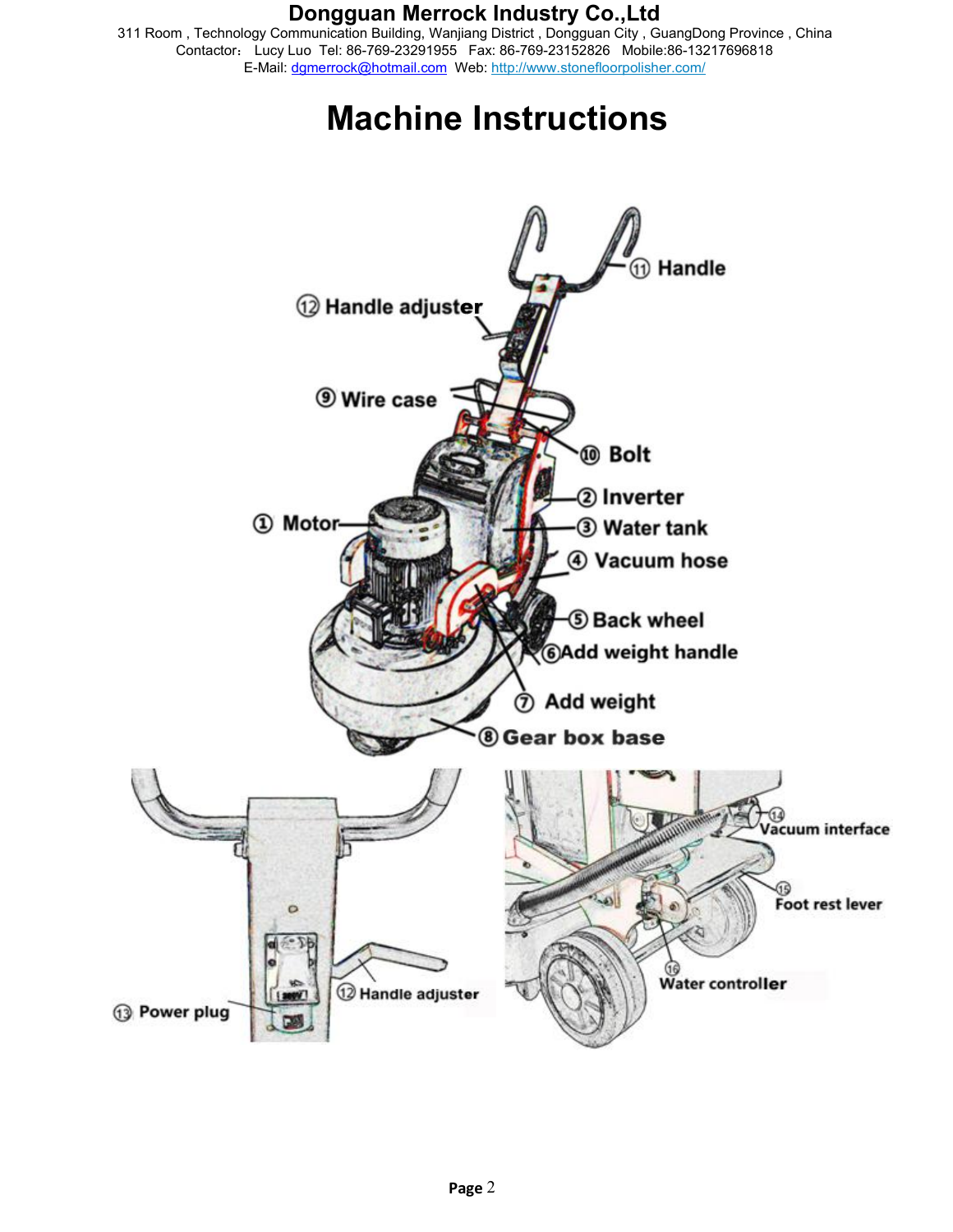# Dongguan Merrock Industry Co.,Ltd

311 Room , Technology Communication Building, Wanjiang District , Dongguan City , GuangDong Province , China
Contactor： Lucy Luo Tel: 86-769-23291955 Fax: 86-769-23152826 Mobile:86-13217696818
E-Mail: dgmerrock@hotmail.com Web: http://www.stonefloorpolisher.com/

# Machine Instructions

① Motor
② Inverter
③ Water tank
④ Vacuum hose
⑤ Back wheel
⑥ Add weight handle
⑦ Add weight
⑧ Gear box base
⑨ Wire case
⑩ Bolt
⑪ Handle
⑫ Handle adjuster
⑬ Power plug
⑭ Vacuum interface
⑮ Foot rest lever
⑯ Water controller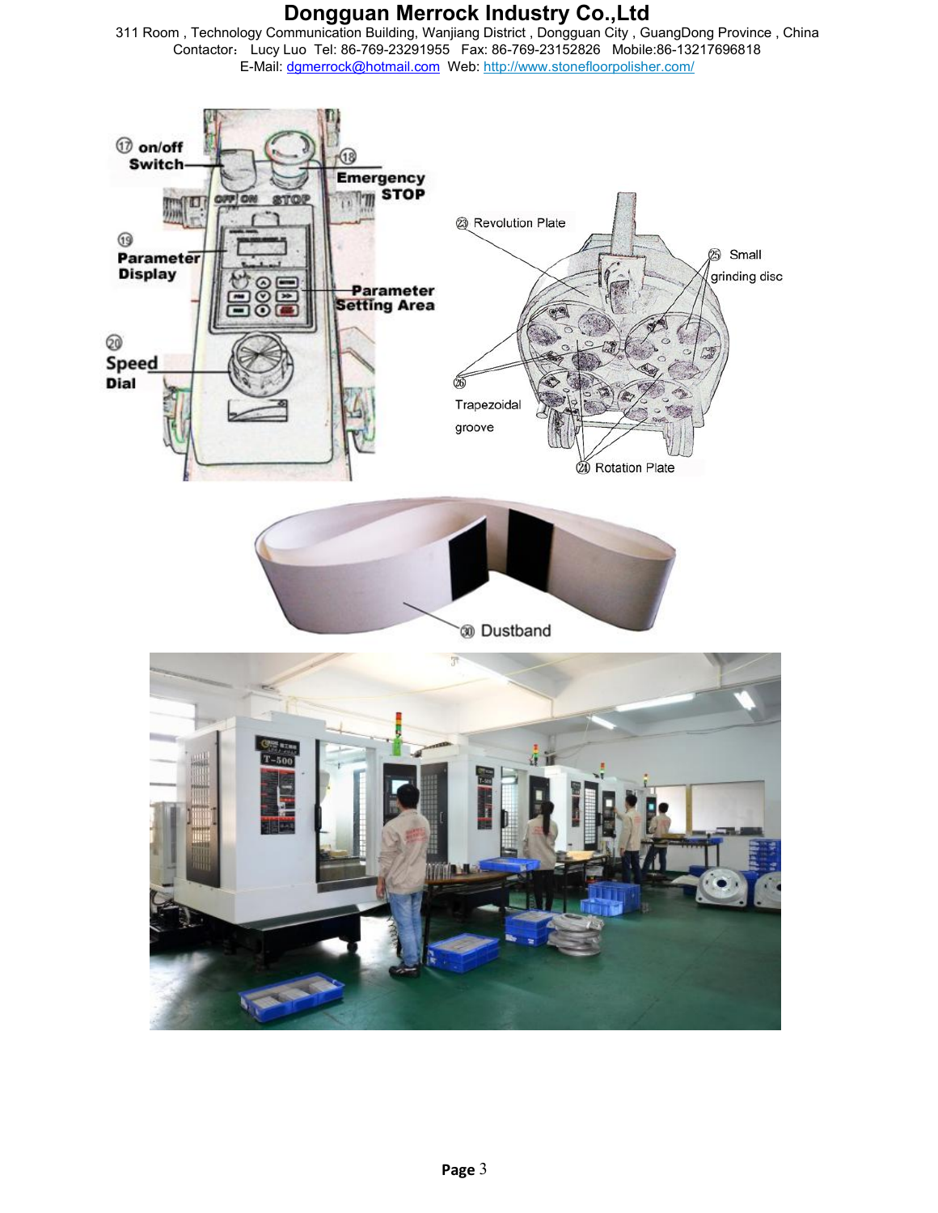⑰ on/off Switch

⑱ Emergency STOP

⑲ Parameter Display

Parameter Setting Area

⑳ Speed Dial

㉓ Revolution Plate

㉕ Small grinding disc

㉖ Trapezoidal groove

㉔ Rotation Plate

㉚ Dustband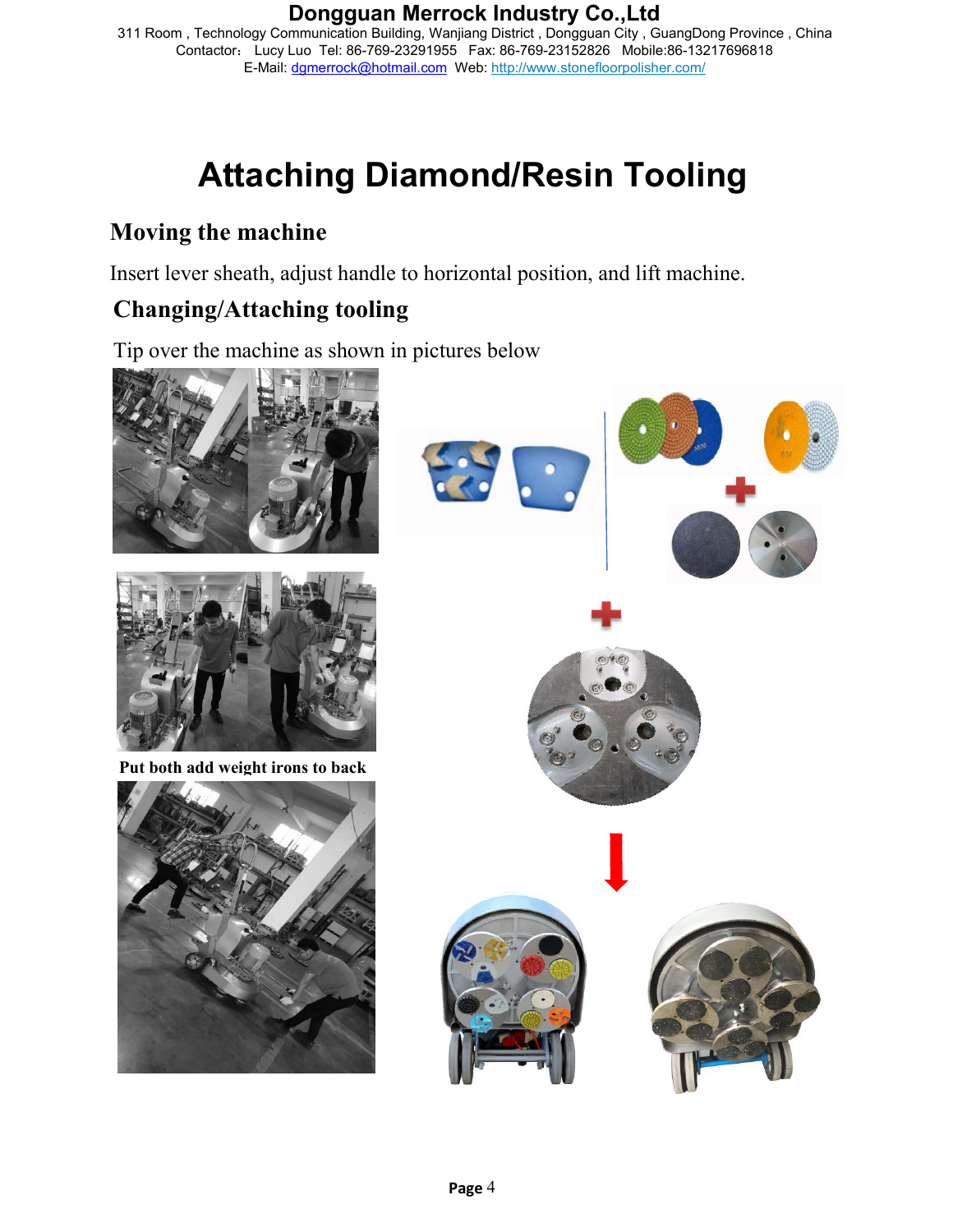# Attaching Diamond/Resin Tooling

## Moving the machine

Insert lever sheath, adjust handle to horizontal position, and lift machine.

## Changing/Attaching tooling

Tip over the machine as shown in pictures below

Put both add weight irons to back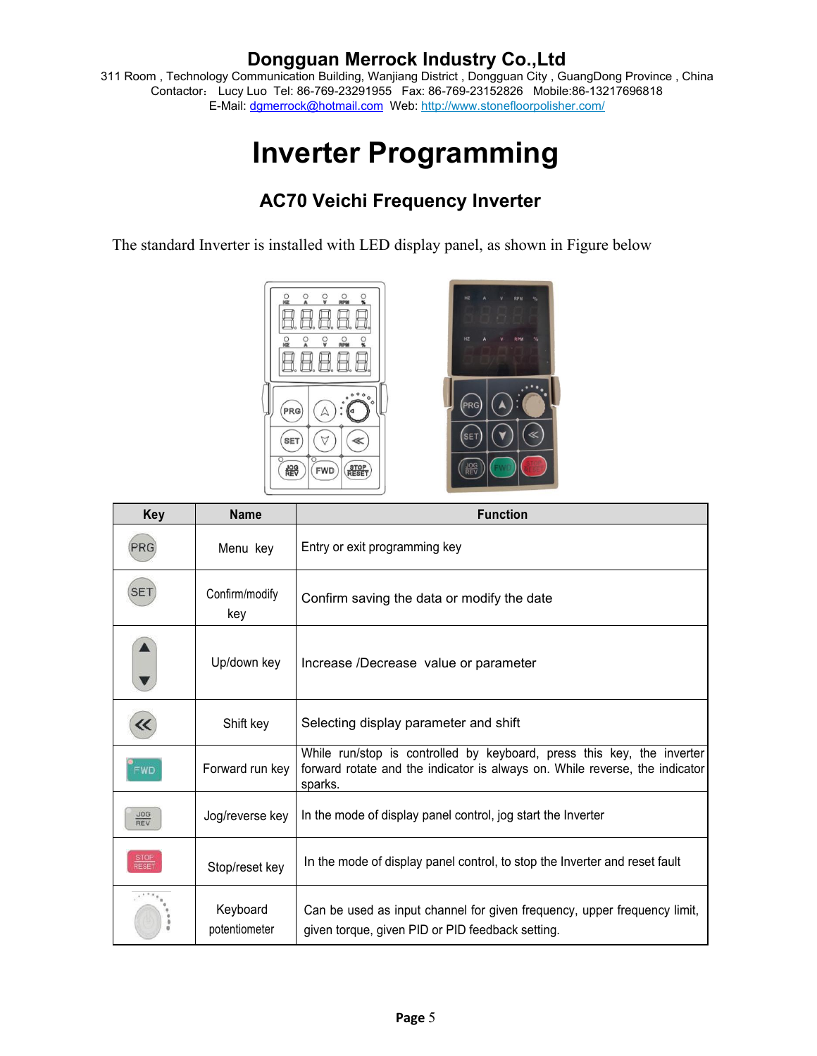# Dongguan Merrock Industry Co.,Ltd

311 Room , Technology Communication Building, Wanjiang District , Dongguan City , GuangDong Province , China
Contactor： Lucy Luo Tel: 86-769-23291955 Fax: 86-769-23152826 Mobile:86-13217696818
E-Mail: dgmerrock@hotmail.com Web: http://www.stonefloorpolisher.com/

# Inverter Programming

## AC70 Veichi Frequency Inverter

The standard Inverter is installed with LED display panel, as shown in Figure below

| Key | Name | Function |
| --- | --- | --- |
| PRG | Menu key | Entry or exit programming key |
| SET | Confirm/modify key | Confirm saving the data or modify the date |
| ▲ ▼ | Up/down key | Increase /Decrease value or parameter |
| ≪ | Shift key | Selecting display parameter and shift |
| FWD | Forward run key | While run/stop is controlled by keyboard, press this key, the inverter forward rotate and the indicator is always on. While reverse, the indicator sparks. |
| JOG REV | Jog/reverse key | In the mode of display panel control, jog start the Inverter |
| STOP RESET | Stop/reset key | In the mode of display panel control, to stop the Inverter and reset fault |
| | Keyboard potentiometer | Can be used as input channel for given frequency, upper frequency limit, given torque, given PID or PID feedback setting. |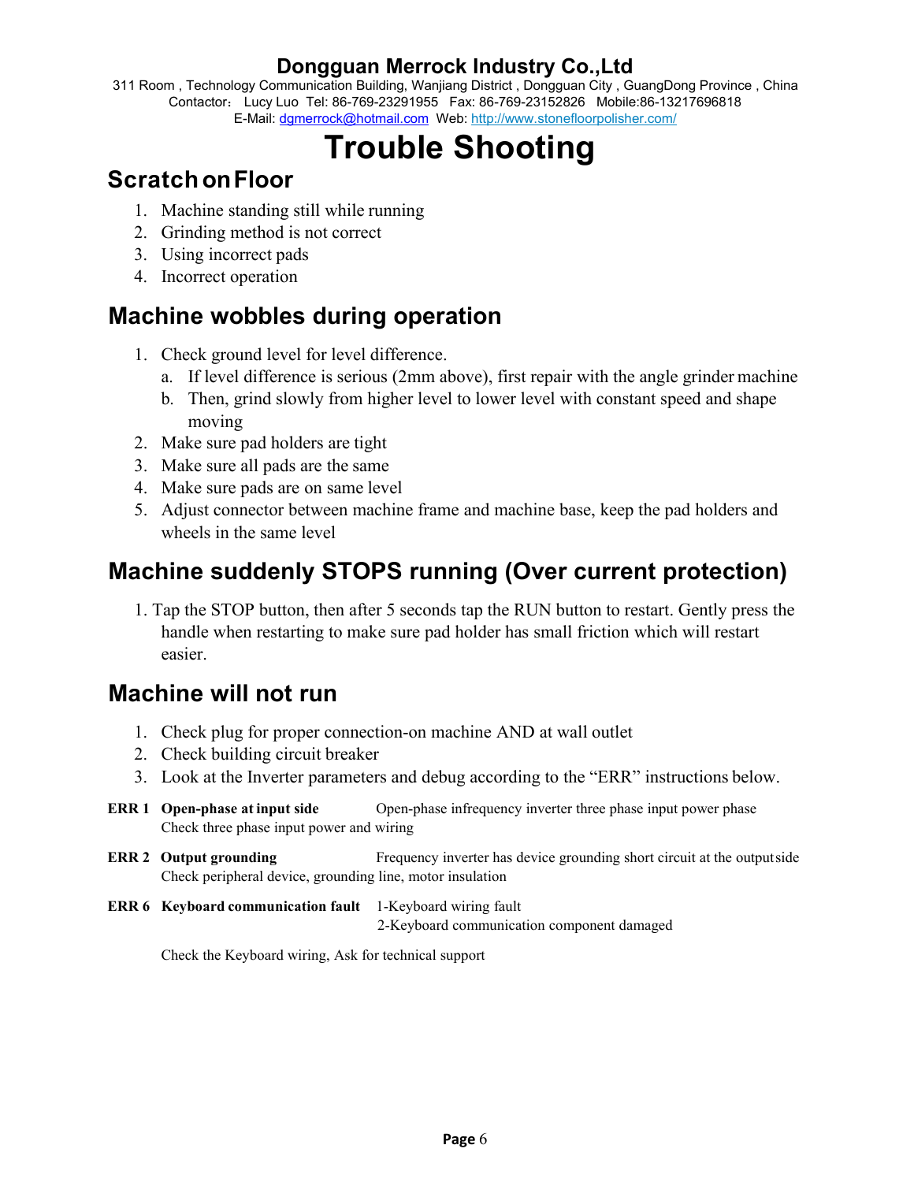# Trouble Shooting

## Scratch on Floor

1. Machine standing still while running
2. Grinding method is not correct
3. Using incorrect pads
4. Incorrect operation

## Machine wobbles during operation

1. Check ground level for level difference.
   a. If level difference is serious (2mm above), first repair with the angle grinder machine
   b. Then, grind slowly from higher level to lower level with constant speed and shape moving
2. Make sure pad holders are tight
3. Make sure all pads are the same
4. Make sure pads are on same level
5. Adjust connector between machine frame and machine base, keep the pad holders and wheels in the same level

## Machine suddenly STOPS running (Over current protection)

1. Tap the STOP button, then after 5 seconds tap the RUN button to restart. Gently press the handle when restarting to make sure pad holder has small friction which will restart easier.

## Machine will not run

1. Check plug for proper connection-on machine AND at wall outlet
2. Check building circuit breaker
3. Look at the Inverter parameters and debug according to the "ERR" instructions below.

**ERR 1 Open-phase at input side** Open-phase infrequency inverter three phase input power phase
Check three phase input power and wiring

**ERR 2 Output grounding** Frequency inverter has device grounding short circuit at the outputside
Check peripheral device, grounding line, motor insulation

**ERR 6 Keyboard communication fault** 1-Keyboard wiring fault
2-Keyboard communication component damaged

Check the Keyboard wiring, Ask for technical support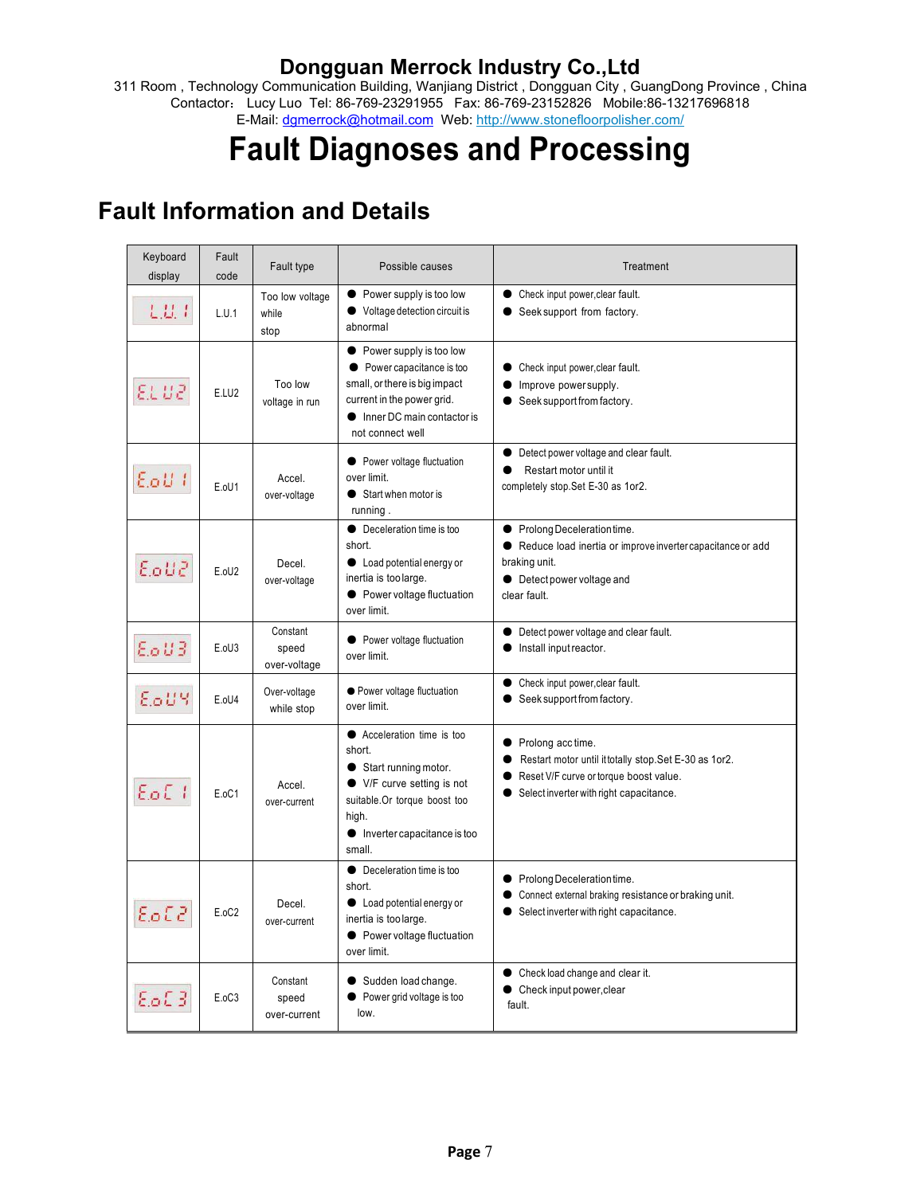# Dongguan Merrock Industry Co.,Ltd

311 Room , Technology Communication Building, Wanjiang District , Dongguan City , GuangDong Province , China
Contactor： Lucy Luo Tel: 86-769-23291955 Fax: 86-769-23152826 Mobile:86-13217696818
E-Mail: dgmerrock@hotmail.com Web: http://www.stonefloorpolisher.com/

# Fault Diagnoses and Processing

## Fault Information and Details

| Keyboard display | Fault code | Fault type | Possible causes | Treatment |
|---|---|---|---|---|
| L.U. 1 | L.U.1 | Too low voltage while stop | ● Power supply is too low<br>● Voltage detection circuit is abnormal | ● Check input power,clear fault.<br>● Seek support from factory. |
| E.L U2 | E.LU2 | Too low voltage in run | ● Power supply is too low<br>● Power capacitance is too small, or there is big impact current in the power grid.<br>● Inner DC main contactor is not connect well | ● Check input power,clear fault.<br>● Improve power supply.<br>● Seek support from factory. |
| E.oU 1 | E.oU1 | Accel. over-voltage | ● Power voltage fluctuation over limit.<br>● Start when motor is running . | ● Detect power voltage and clear fault.<br>● Restart motor until it completely stop.Set E-30 as 1or2. |
| E.oU2 | E.oU2 | Decel. over-voltage | ● Deceleration time is too short.<br>● Load potential energy or inertia is too large.<br>● Power voltage fluctuation over limit. | ● Prolong Deceleration time.<br>● Reduce load inertia or improve inverter capacitance or add braking unit.<br>● Detect power voltage and clear fault. |
| E.oU3 | E.oU3 | Constant speed over-voltage | ● Power voltage fluctuation over limit. | ● Detect power voltage and clear fault.<br>● Install input reactor. |
| E.oU4 | E.oU4 | Over-voltage while stop | ● Power voltage fluctuation over limit. | ● Check input power,clear fault.<br>● Seek support from factory. |
| E.oC 1 | E.oC1 | Accel. over-current | ● Acceleration time is too short.<br>● Start running motor.<br>● V/F curve setting is not suitable.Or torque boost too high.<br>● Inverter capacitance is too small. | ● Prolong acc time.<br>● Restart motor until it totally stop.Set E-30 as 1or2.<br>● Reset V/F curve or torque boost value.<br>● Select inverter with right capacitance. |
| E.oC2 | E.oC2 | Decel. over-current | ● Deceleration time is too short.<br>● Load potential energy or inertia is too large.<br>● Power voltage fluctuation over limit. | ● Prolong Deceleration time.<br>● Connect external braking resistance or braking unit.<br>● Select inverter with right capacitance. |
| E.oC3 | E.oC3 | Constant speed over-current | ● Sudden load change.<br>● Power grid voltage is too low. | ● Check load change and clear it.<br>● Check input power,clear fault. |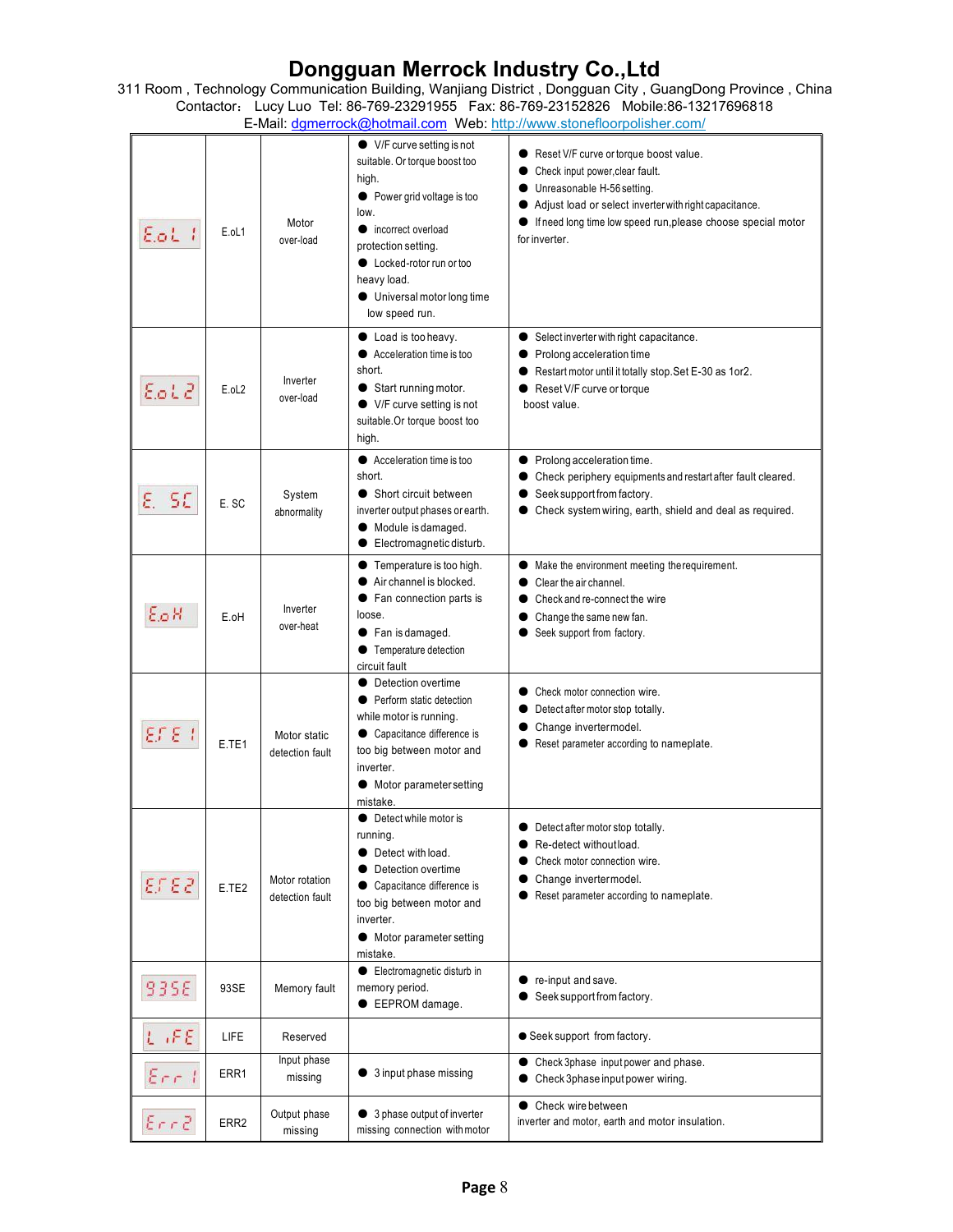# Dongguan Merrock Industry Co.,Ltd

311 Room , Technology Communication Building, Wanjiang District , Dongguan City , GuangDong Province , China
Contactor： Lucy Luo Tel: 86-769-23291955 Fax: 86-769-23152826 Mobile:86-13217696818
E-Mail: dgmerrock@hotmail.com Web: http://www.stonefloorpolisher.com/

| | | | | |
|---|---|---|---|---|
| E.oL1 | E.oL1 | Motor over-load | ● V/F curve setting is not suitable. Or torque boost too high.<br>● Power grid voltage is too low.<br>● incorrect over load protection setting.<br>● Locked-rotor run or too heavy load.<br>● Universal motor long time low speed run. | ● Reset V/F curve or torque boost value.<br>● Check input power,clear fault.<br>● Unreasonable H-56 setting.<br>● Adjust load or select inverter with right capacitance.<br>● If need long time low speed run,please choose special motor for inverter. |
| E.oL2 | E.oL2 | Inverter over-load | ● Load is too heavy.<br>● Acceleration time is too short.<br>● Start running motor.<br>● V/F curve setting is not suitable.Or torque boost too high. | ● Select inverter with right capacitance.<br>● Prolong acceleration time<br>● Restart motor until it totally stop.Set E-30 as 1or2.<br>● Reset V/F curve or torque boost value. |
| E. SC | E. SC | System abnormality | ● Acceleration time is too short.<br>● Short circuit between inverter output phases or earth.<br>● Module is damaged.<br>● Electromagnetic disturb. | ● Prolong acceleration time.<br>● Check periphery equipments and restart after fault cleared.<br>● Seek support from factory.<br>● Check system wiring, earth, shield and deal as required. |
| E.oH | E.oH | Inverter over-heat | ● Temperature is too high.<br>● Air channel is blocked.<br>● Fan connection parts is loose.<br>● Fan is damaged.<br>● Temperature detection circuit fault | ● Make the environment meeting the requirement.<br>● Clear the air channel.<br>● Check and re-connect the wire<br>● Change the same new fan.<br>● Seek support from factory. |
| E.TE1 | E.TE1 | Motor static detection fault | ● Detection overtime<br>● Perform static detection while motor is running.<br>● Capacitance difference is too big between motor and inverter.<br>● Motor parameter setting mistake. | ● Check motor connection wire.<br>● Detect after motor stop totally.<br>● Change inverter model.<br>● Reset parameter according to nameplate. |
| E.TE2 | E.TE2 | Motor rotation detection fault | ● Detect while motor is running.<br>● Detect with load.<br>● Detection overtime<br>● Capacitance difference is too big between motor and inverter.<br>● Motor parameter setting mistake. | ● Detect after motor stop totally.<br>● Re-detect without load.<br>● Check motor connection wire.<br>● Change inverter model.<br>● Reset parameter according to nameplate. |
| 93SE | 93SE | Memory fault | ● Electromagnetic disturb in memory period.<br>● EEPROM damage. | ● re-input and save.<br>● Seek support from factory. |
| LIFE | LIFE | Reserved | | ● Seek support from factory. |
| Err1 | ERR1 | Input phase missing | ● 3 input phase missing | ● Check 3phase input power and phase.<br>● Check 3phase input power wiring. |
| Err2 | ERR2 | Output phase missing | ● 3 phase output of inverter missing connection with motor | ● Check wire between inverter and motor, earth and motor insulation. |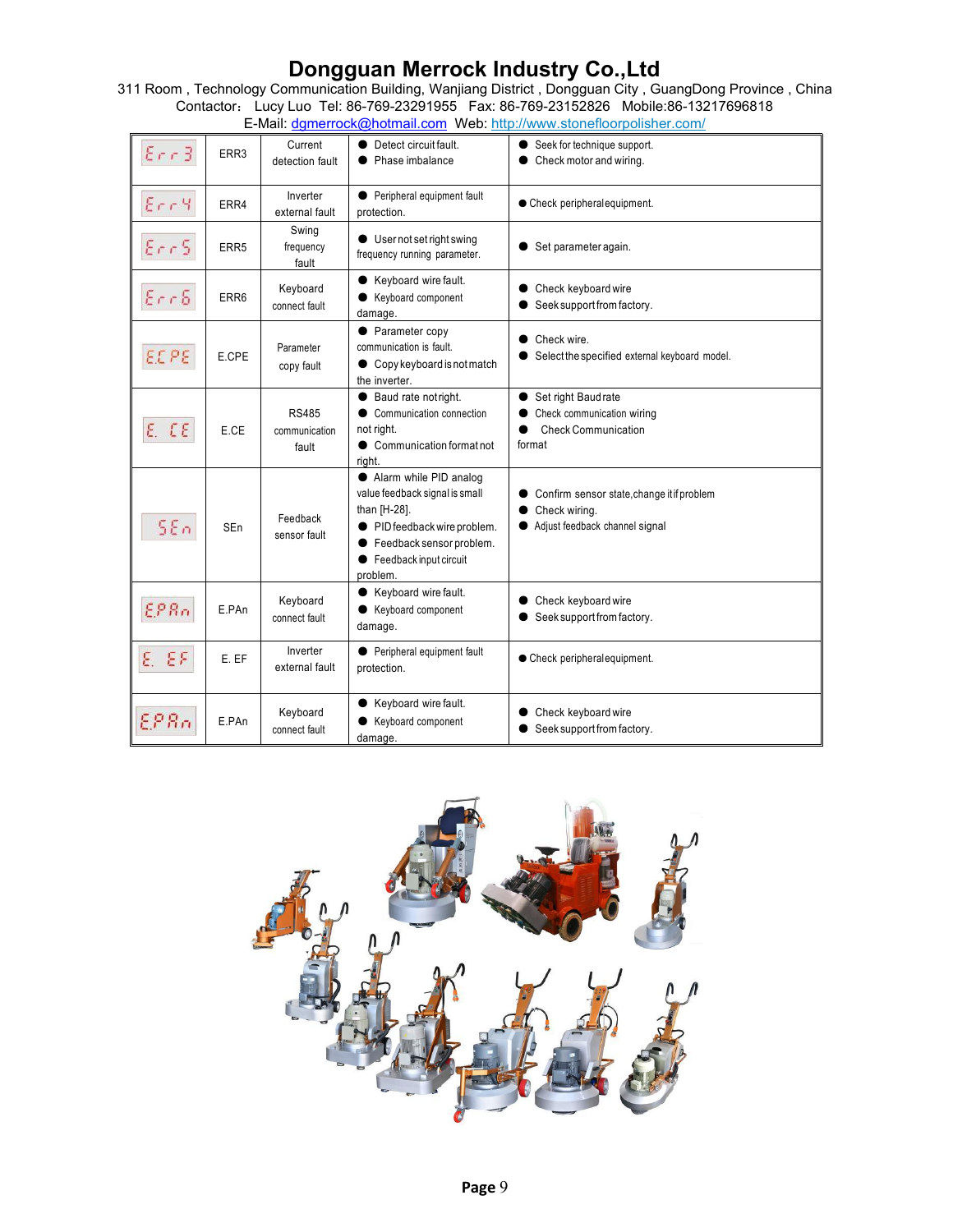# Dongguan Merrock Industry Co.,Ltd

311 Room , Technology Communication Building, Wanjiang District , Dongguan City , GuangDong Province , China

Contactor: Lucy Luo Tel: 86-769-23291955 Fax: 86-769-23152826 Mobile:86-13217696818

E-Mail: dgmerrock@hotmail.com Web: http://www.stonefloorpolisher.com/

| | | | | |
|---|---|---|---|---|
| Err3 | ERR3 | Current detection fault | ● Detect circuit fault.<br>● Phase imbalance | ● Seek for technique support.<br>● Check motor and wiring. |
| Err4 | ERR4 | Inverter external fault | ● Peripheral equipment fault protection. | ● Check peripheral equipment. |
| Err5 | ERR5 | Swing frequency fault | ● User not set right swing frequency running parameter. | ● Set parameter again. |
| Err6 | ERR6 | Keyboard connect fault | ● Keyboard wire fault.<br>● Keyboard component damage. | ● Check keyboard wire<br>● Seek support from factory. |
| E.CPE | E.CPE | Parameter copy fault | ● Parameter copy communication is fault.<br>● Copy keyboard is not match the inverter. | ● Check wire.<br>● Select the specified external keyboard model. |
| E. CE | E.CE | RS485 communication fault | ● Baud rate not right.<br>● Communication connection not right.<br>● Communication format not right. | ● Set right Baud rate<br>● Check communication wiring<br>● Check Communication format |
| SEn | SEn | Feedback sensor fault | ● Alarm while PID analog value feedback signal is small than [H-28].<br>● PID feedback wire problem.<br>● Feedback sensor problem.<br>● Feedback input circuit problem. | ● Confirm sensor state, change it if problem<br>● Check wiring.<br>● Adjust feedback channel signal |
| E.PAn | E.PAn | Keyboard connect fault | ● Keyboard wire fault.<br>● Keyboard component damage. | ● Check keyboard wire<br>● Seek support from factory. |
| E. EF | E. EF | Inverter external fault | ● Peripheral equipment fault protection. | ● Check peripheral equipment. |
| E.PAn | E.PAn | Keyboard connect fault | ● Keyboard wire fault.<br>● Keyboard component damage. | ● Check keyboard wire<br>● Seek support from factory. |